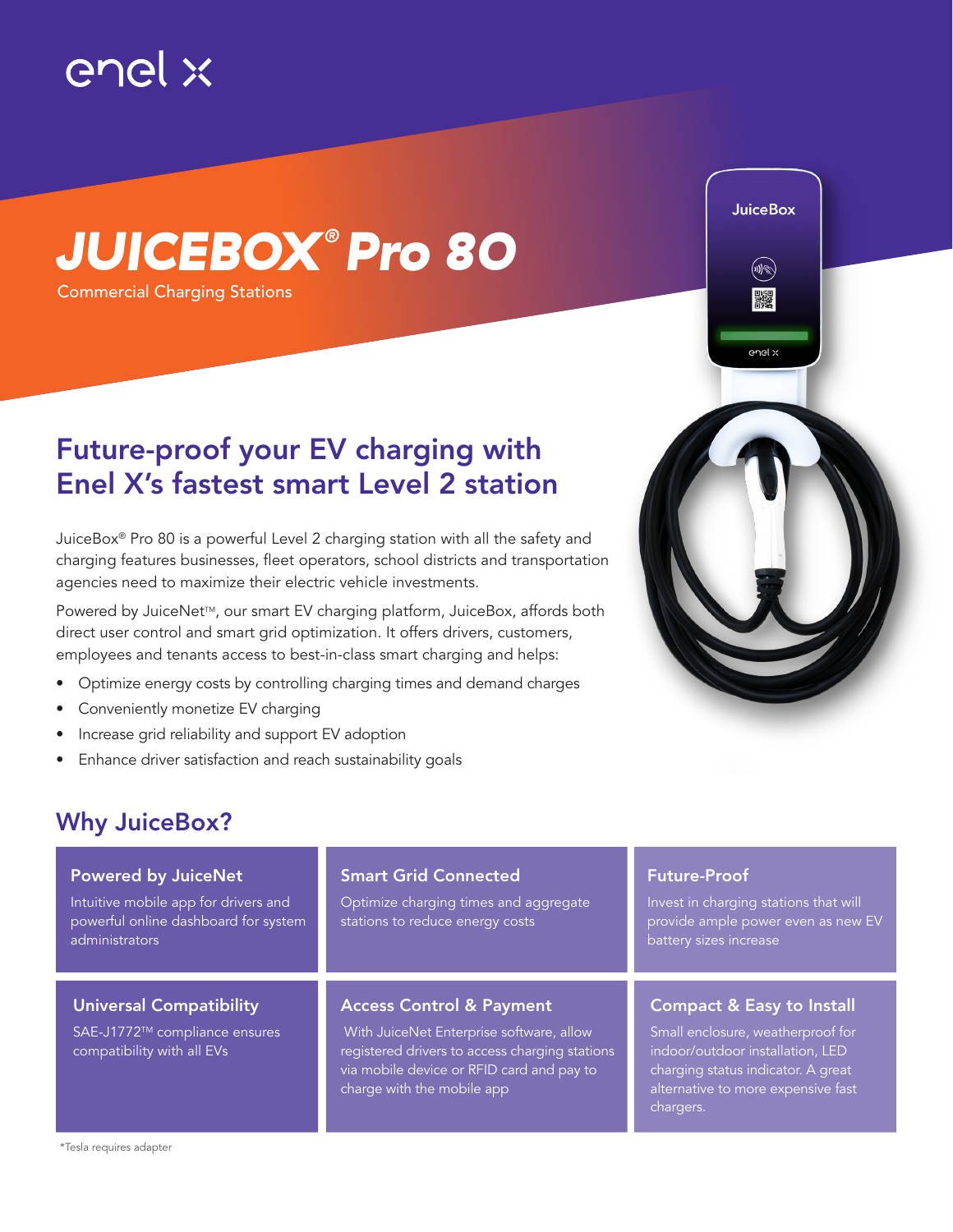enel x

# JUICEBOX® Pro 80

Commercial Charging Stations

## Future-proof your EV charging with Enel X's fastest smart Level 2 station

JuiceBox® Pro 80 is a powerful Level 2 charging station with all the safety and charging features businesses, fleet operators, school districts and transportation agencies need to maximize their electric vehicle investments.

Powered by JuiceNet™, our smart EV charging platform, JuiceBox, affords both direct user control and smart grid optimization. It offers drivers, customers, employees and tenants access to best-in-class smart charging and helps:

- Optimize energy costs by controlling charging times and demand charges
- Conveniently monetize EV charging
- Increase grid reliability and support EV adoption
- Enhance driver satisfaction and reach sustainability goals

## Why JuiceBox?

### Powered by JuiceNet

Intuitive mobile app for drivers and powerful online dashboard for system administrators

### Smart Grid Connected

Optimize charging times and aggregate stations to reduce energy costs

### Future-Proof

Invest in charging stations that will provide ample power even as new EV battery sizes increase

### Universal Compatibility

SAE-J1772™ compliance ensures compatibility with all EVs

### Access Control & Payment

With JuiceNet Enterprise software, allow registered drivers to access charging stations via mobile device or RFID card and pay to charge with the mobile app

### Compact & Easy to Install

Small enclosure, weatherproof for indoor/outdoor installation, LED charging status indicator. A great alternative to more expensive fast chargers.

*Tesla requires adapter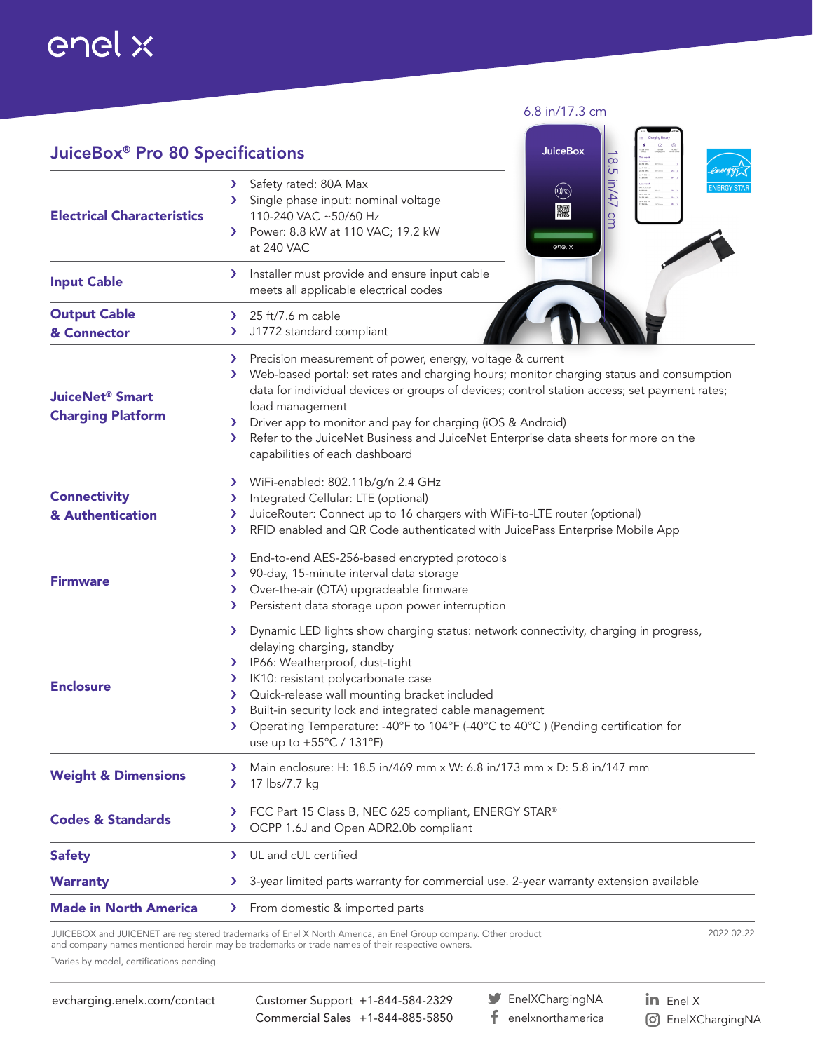enel x

## JuiceBox® Pro 80 Specifications

6.8 in/17.3 cm

18.5 in/47 cm

| | |
|---|---|
| **Electrical Characteristics** | › Safety rated: 80A Max<br>› Single phase input: nominal voltage 110-240 VAC ~50/60 Hz<br>› Power: 8.8 kW at 110 VAC; 19.2 kW at 240 VAC |
| **Input Cable** | › Installer must provide and ensure input cable meets all applicable electrical codes |
| **Output Cable & Connector** | › 25 ft/7.6 m cable<br>› J1772 standard compliant |
| **JuiceNet® Smart Charging Platform** | › Precision measurement of power, energy, voltage & current<br>› Web-based portal: set rates and charging hours; monitor charging status and consumption data for individual devices or groups of devices; control station access; set payment rates; load management<br>› Driver app to monitor and pay for charging (iOS & Android)<br>› Refer to the JuiceNet Business and JuiceNet Enterprise data sheets for more on the capabilities of each dashboard |
| **Connectivity & Authentication** | › WiFi-enabled: 802.11b/g/n 2.4 GHz<br>› Integrated Cellular: LTE (optional)<br>› JuiceRouter: Connect up to 16 chargers with WiFi-to-LTE router (optional)<br>› RFID enabled and QR Code authenticated with JuicePass Enterprise Mobile App |
| **Firmware** | › End-to-end AES-256-based encrypted protocols<br>› 90-day, 15-minute interval data storage<br>› Over-the-air (OTA) upgradeable firmware<br>› Persistent data storage upon power interruption |
| **Enclosure** | › Dynamic LED lights show charging status: network connectivity, charging in progress, delaying charging, standby<br>› IP66: Weatherproof, dust-tight<br>› IK10: resistant polycarbonate case<br>› Quick-release wall mounting bracket included<br>› Built-in security lock and integrated cable management<br>› Operating Temperature: -40°F to 104°F (-40°C to 40°C ) (Pending certification for use up to +55°C / 131°F) |
| **Weight & Dimensions** | › Main enclosure: H: 18.5 in/469 mm x W: 6.8 in/173 mm x D: 5.8 in/147 mm<br>› 17 lbs/7.7 kg |
| **Codes & Standards** | › FCC Part 15 Class B, NEC 625 compliant, ENERGY STAR®†<br>› OCPP 1.6J and Open ADR2.0b compliant |
| **Safety** | › UL and cUL certified |
| **Warranty** | › 3-year limited parts warranty for commercial use. 2-year warranty extension available |
| **Made in North America** | › From domestic & imported parts |

JUICEBOX and JUICENET are registered trademarks of Enel X North America, an Enel Group company. Other product and company names mentioned herein may be trademarks or trade names of their respective owners.

2022.02.22

†Varies by model, certifications pending.

evcharging.enelx.com/contact

Customer Support +1-844-584-2329
Commercial Sales +1-844-885-5850

EnelXChargingNA
enelxnorthamerica

Enel X
EnelXChargingNA